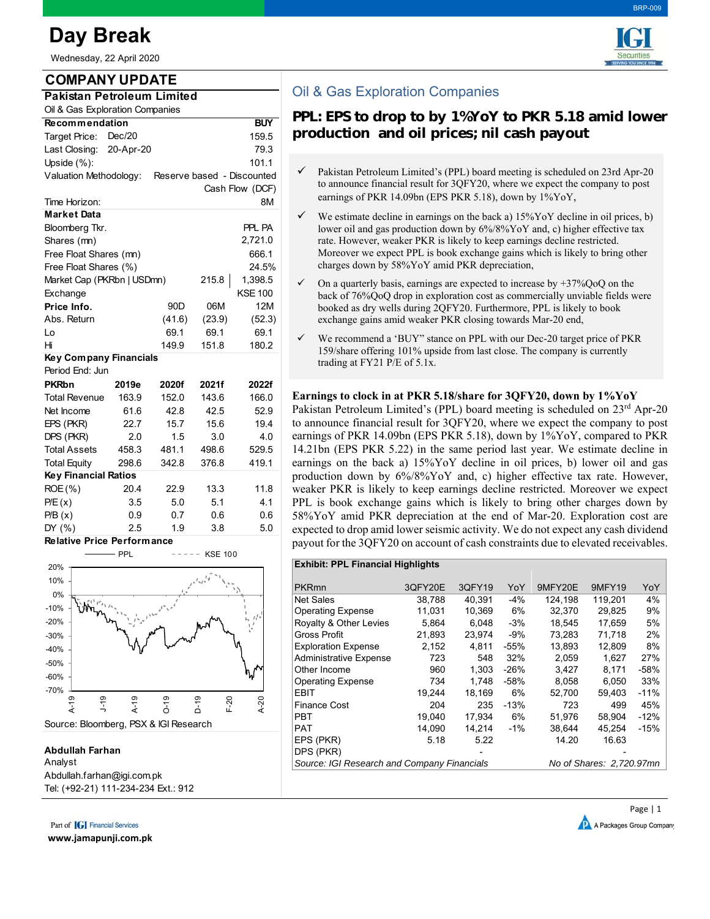# Day Break

Wednesday, 22 April 2020

## COMPANY UPDATE

### Pakistan Petroleum Limited

Oil & Gas Exploration Companies

| Recommendation | | BUY |
|---|---|---|
| Target Price: | Dec/20 | 159.5 |
| Last Closing: | 20-Apr-20 | 79.3 |
| Upside (%): | | 101.1 |
| Valuation Methodology: | Reserve based - Discounted Cash Flow (DCF) | |
| Time Horizon: | | 8M |

**Market Data**

| | | |
|---|---|---|
| Bloomberg Tkr. | | PPL PA |
| Shares (mn) | | 2,721.0 |
| Free Float Shares (mn) | | 666.1 |
| Free Float Shares (%) | | 24.5% |
| Market Cap (PKRbn \| USDmn) | 215.8 | 1,398.5 |
| Exchange | | KSE 100 |

| Price Info. | 90D | 06M | 12M |
|---|---|---|---|
| Abs. Return | (41.6) | (23.9) | (52.3) |
| Lo | 69.1 | 69.1 | 69.1 |
| Hi | 149.9 | 151.8 | 180.2 |

**Key Company Financials**

Period End: Jun

| PKRbn | 2019e | 2020f | 2021f | 2022f |
|---|---|---|---|---|
| Total Revenue | 163.9 | 152.0 | 143.6 | 166.0 |
| Net Income | 61.6 | 42.8 | 42.5 | 52.9 |
| EPS (PKR) | 22.7 | 15.7 | 15.6 | 19.4 |
| DPS (PKR) | 2.0 | 1.5 | 3.0 | 4.0 |
| Total Assets | 458.3 | 481.1 | 498.6 | 529.5 |
| Total Equity | 298.6 | 342.8 | 376.8 | 419.1 |
| **Key Financial Ratios** | | | | |
| ROE (%) | 20.4 | 22.9 | 13.3 | 11.8 |
| P/E (x) | 3.5 | 5.0 | 5.1 | 4.1 |
| P/B (x) | 0.9 | 0.7 | 0.6 | 0.6 |
| DY (%) | 2.5 | 1.9 | 3.8 | 5.0 |

**Relative Price Performance**

Source: Bloomberg, PSX & IGI Research

**Abdullah Farhan**
Analyst
Abdullah.farhan@igi.com.pk
Tel: (+92-21) 111-234-234 Ext.: 912

## Oil & Gas Exploration Companies

# PPL: EPS to drop to by 1%YoY to PKR 5.18 amid lower production and oil prices; nil cash payout

- Pakistan Petroleum Limited's (PPL) board meeting is scheduled on 23rd Apr-20 to announce financial result for 3QFY20, where we expect the company to post earnings of PKR 14.09bn (EPS PKR 5.18), down by 1%YoY,
- We estimate decline in earnings on the back a) 15%YoY decline in oil prices, b) lower oil and gas production down by 6%/8%YoY and, c) higher effective tax rate. However, weaker PKR is likely to keep earnings decline restricted. Moreover we expect PPL is book exchange gains which is likely to bring other charges down by 58%YoY amid PKR depreciation,
- On a quarterly basis, earnings are expected to increase by +37%QoQ on the back of 76%QoQ drop in exploration cost as commercially unviable fields were booked as dry wells during 2QFY20. Furthermore, PPL is likely to book exchange gains amid weaker PKR closing towards Mar-20 end,
- We recommend a 'BUY' stance on PPL with our Dec-20 target price of PKR 159/share offering 101% upside from last close. The company is currently trading at FY21 P/E of 5.1x.

**Earnings to clock in at PKR 5.18/share for 3QFY20, down by 1%YoY**

Pakistan Petroleum Limited's (PPL) board meeting is scheduled on 23rd Apr-20 to announce financial result for 3QFY20, where we expect the company to post earnings of PKR 14.09bn (EPS PKR 5.18), down by 1%YoY, compared to PKR 14.21bn (EPS PKR 5.22) in the same period last year. We estimate decline in earnings on the back a) 15%YoY decline in oil prices, b) lower oil and gas production down by 6%/8%YoY and, c) higher effective tax rate. However, weaker PKR is likely to keep earnings decline restricted. Moreover we expect PPL is book exchange gains which is likely to bring other charges down by 58%YoY amid PKR depreciation at the end of Mar-20. Exploration cost are expected to drop amid lower seismic activity. We do not expect any cash dividend payout for the 3QFY20 on account of cash constraints due to elevated receivables.

**Exhibit: PPL Financial Highlights**

| PKRmn | 3QFY20E | 3QFY19 | YoY | 9MFY20E | 9MFY19 | YoY |
|---|---|---|---|---|---|---|
| Net Sales | 38,788 | 40,391 | -4% | 124,198 | 119,201 | 4% |
| Operating Expense | 11,031 | 10,369 | 6% | 32,370 | 29,825 | 9% |
| Royalty & Other Levies | 5,864 | 6,048 | -3% | 18,545 | 17,659 | 5% |
| Gross Profit | 21,893 | 23,974 | -9% | 73,283 | 71,718 | 2% |
| Exploration Expense | 2,152 | 4,811 | -55% | 13,893 | 12,809 | 8% |
| Administrative Expense | 723 | 548 | 32% | 2,059 | 1,627 | 27% |
| Other Income | 960 | 1,303 | -26% | 3,427 | 8,171 | -58% |
| Operating Expense | 734 | 1,748 | -58% | 8,058 | 6,050 | 33% |
| EBIT | 19,244 | 18,169 | 6% | 52,700 | 59,403 | -11% |
| Finance Cost | 204 | 235 | -13% | 723 | 499 | 45% |
| PBT | 19,040 | 17,934 | 6% | 51,976 | 58,904 | -12% |
| PAT | 14,090 | 14,214 | -1% | 38,644 | 45,254 | -15% |
| EPS (PKR) | 5.18 | 5.22 | | 14.20 | 16.63 | |
| DPS (PKR) | | - | | | - | |

*Source: IGI Research and Company Financials* — *No of Shares: 2,720.97mn*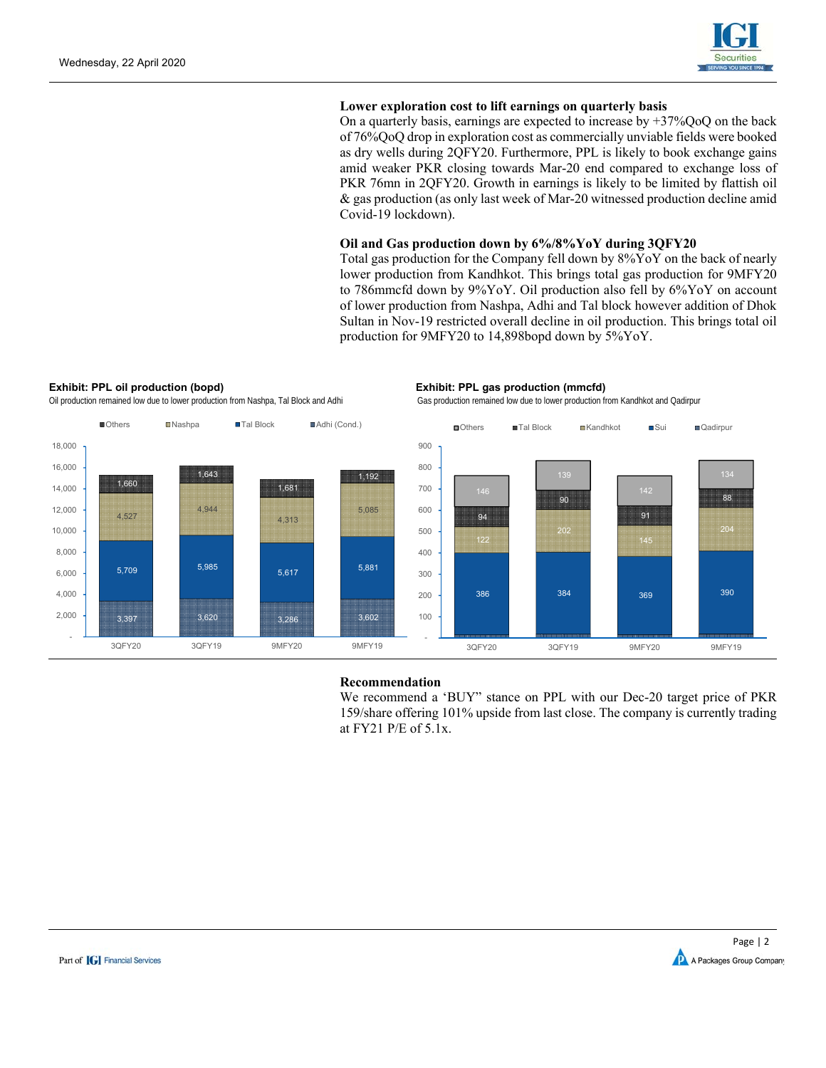### Lower exploration cost to lift earnings on quarterly basis

On a quarterly basis, earnings are expected to increase by +37%QoQ on the back of 76%QoQ drop in exploration cost as commercially unviable fields were booked as dry wells during 2QFY20. Furthermore, PPL is likely to book exchange gains amid weaker PKR closing towards Mar-20 end compared to exchange loss of PKR 76mn in 2QFY20. Growth in earnings is likely to be limited by flattish oil & gas production (as only last week of Mar-20 witnessed production decline amid Covid-19 lockdown).

### Oil and Gas production down by 6%/8%YoY during 3QFY20

Total gas production for the Company fell down by 8%YoY on the back of nearly lower production from Kandhkot. This brings total gas production for 9MFY20 to 786mmcfd down by 9%YoY. Oil production also fell by 6%YoY on account of lower production from Nashpa, Adhi and Tal block however addition of Dhok Sultan in Nov-19 restricted overall decline in oil production. This brings total oil production for 9MFY20 to 14,898bopd down by 5%YoY.

**Exhibit: PPL oil production (bopd)**

Oil production remained low due to lower production from Nashpa, Tal Block and Adhi

Others, Nashpa, Tal Block, Adhi (Cond.)

3QFY20: 1,660; 4,527; 5,709; 3,397
3QFY19: 1,643; 4,944; 5,985; 3,620
9MFY20: 1,681; 4,313; 5,617; 3,286
9MFY19: 1,192; 5,085; 5,881; 3,602

**Exhibit: PPL gas production (mmcfd)**

Gas production remained low due to lower production from Kandhkot and Qadirpur

Others, Tal Block, Kandhkot, Sui, Qadirpur

3QFY20: 146; 94; 122; 386
3QFY19: 139; 90; 202; 384
9MFY20: 142; 91; 145; 369
9MFY19: 134; 88; 204; 390

### Recommendation

We recommend a 'BUY" stance on PPL with our Dec-20 target price of PKR 159/share offering 101% upside from last close. The company is currently trading at FY21 P/E of 5.1x.